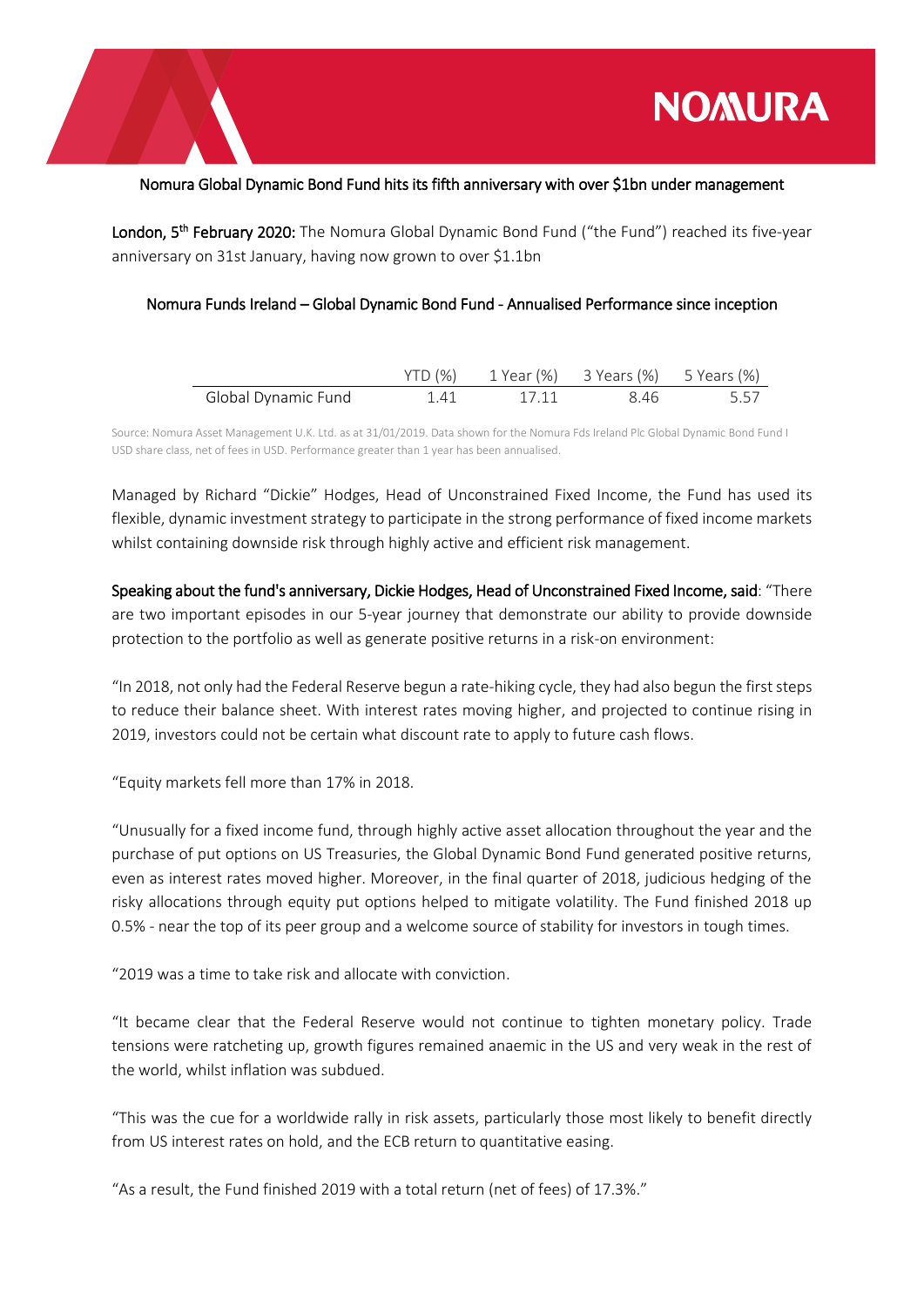## Nomura Global Dynamic Bond Fund hits its fifth anniversary with over $1bn under management

**London, 5th February 2020:** The Nomura Global Dynamic Bond Fund ("the Fund") reached its five-year anniversary on 31st January, having now grown to over $1.1bn

### Nomura Funds Ireland – Global Dynamic Bond Fund - Annualised Performance since inception

| | YTD (%) | 1 Year (%) | 3 Years (%) | 5 Years (%) |
|---|---|---|---|---|
| Global Dynamic Fund | 1.41 | 17.11 | 8.46 | 5.57 |

Source: Nomura Asset Management U.K. Ltd. as at 31/01/2019. Data shown for the Nomura Fds Ireland Plc Global Dynamic Bond Fund I USD share class, net of fees in USD. Performance greater than 1 year has been annualised.

Managed by Richard "Dickie" Hodges, Head of Unconstrained Fixed Income, the Fund has used its flexible, dynamic investment strategy to participate in the strong performance of fixed income markets whilst containing downside risk through highly active and efficient risk management.

**Speaking about the fund's anniversary, Dickie Hodges, Head of Unconstrained Fixed Income, said**: "There are two important episodes in our 5-year journey that demonstrate our ability to provide downside protection to the portfolio as well as generate positive returns in a risk-on environment:

"In 2018, not only had the Federal Reserve begun a rate-hiking cycle, they had also begun the first steps to reduce their balance sheet. With interest rates moving higher, and projected to continue rising in 2019, investors could not be certain what discount rate to apply to future cash flows.

"Equity markets fell more than 17% in 2018.

"Unusually for a fixed income fund, through highly active asset allocation throughout the year and the purchase of put options on US Treasuries, the Global Dynamic Bond Fund generated positive returns, even as interest rates moved higher. Moreover, in the final quarter of 2018, judicious hedging of the risky allocations through equity put options helped to mitigate volatility. The Fund finished 2018 up 0.5% - near the top of its peer group and a welcome source of stability for investors in tough times.

"2019 was a time to take risk and allocate with conviction.

"It became clear that the Federal Reserve would not continue to tighten monetary policy. Trade tensions were ratcheting up, growth figures remained anaemic in the US and very weak in the rest of the world, whilst inflation was subdued.

"This was the cue for a worldwide rally in risk assets, particularly those most likely to benefit directly from US interest rates on hold, and the ECB return to quantitative easing.

"As a result, the Fund finished 2019 with a total return (net of fees) of 17.3%."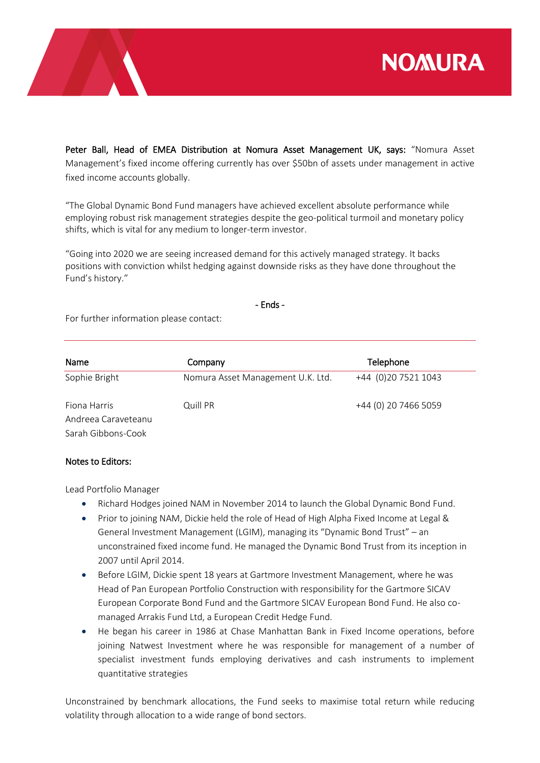**Peter Ball, Head of EMEA Distribution at Nomura Asset Management UK, says:** "Nomura Asset Management's fixed income offering currently has over $50bn of assets under management in active fixed income accounts globally.

"The Global Dynamic Bond Fund managers have achieved excellent absolute performance while employing robust risk management strategies despite the geo-political turmoil and monetary policy shifts, which is vital for any medium to longer-term investor.

"Going into 2020 we are seeing increased demand for this actively managed strategy. It backs positions with conviction whilst hedging against downside risks as they have done throughout the Fund's history."

- Ends -

For further information please contact:

| Name | Company | Telephone |
|---|---|---|
| Sophie Bright | Nomura Asset Management U.K. Ltd. | +44 (0)20 7521 1043 |
| Fiona Harris<br>Andreea Caraveteanu<br>Sarah Gibbons-Cook | Quill PR | +44 (0) 20 7466 5059 |

**Notes to Editors:**

Lead Portfolio Manager

- Richard Hodges joined NAM in November 2014 to launch the Global Dynamic Bond Fund.
- Prior to joining NAM, Dickie held the role of Head of High Alpha Fixed Income at Legal & General Investment Management (LGIM), managing its "Dynamic Bond Trust" – an unconstrained fixed income fund. He managed the Dynamic Bond Trust from its inception in 2007 until April 2014.
- Before LGIM, Dickie spent 18 years at Gartmore Investment Management, where he was Head of Pan European Portfolio Construction with responsibility for the Gartmore SICAV European Corporate Bond Fund and the Gartmore SICAV European Bond Fund. He also co-managed Arrakis Fund Ltd, a European Credit Hedge Fund.
- He began his career in 1986 at Chase Manhattan Bank in Fixed Income operations, before joining Natwest Investment where he was responsible for management of a number of specialist investment funds employing derivatives and cash instruments to implement quantitative strategies

Unconstrained by benchmark allocations, the Fund seeks to maximise total return while reducing volatility through allocation to a wide range of bond sectors.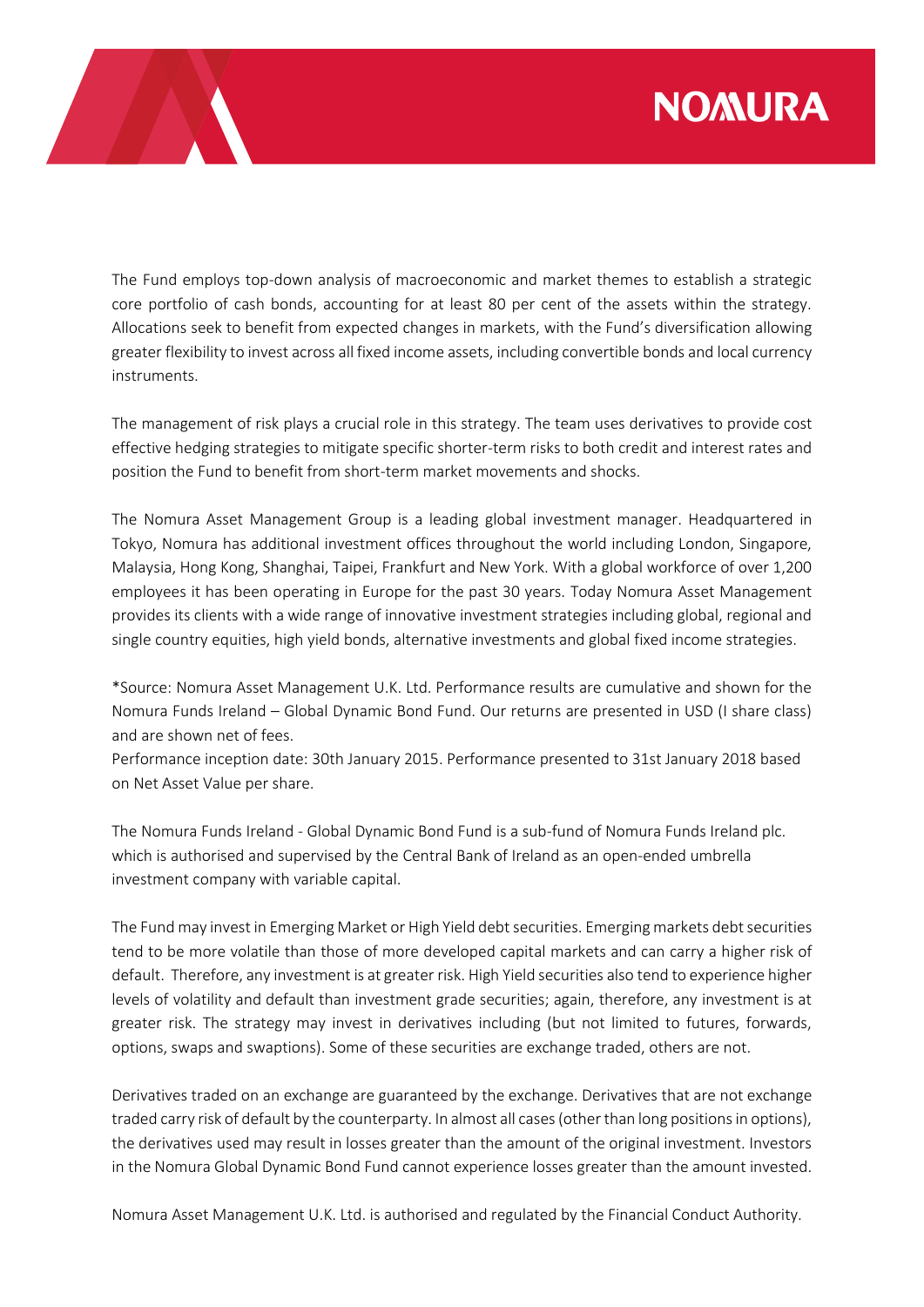The Fund employs top-down analysis of macroeconomic and market themes to establish a strategic core portfolio of cash bonds, accounting for at least 80 per cent of the assets within the strategy. Allocations seek to benefit from expected changes in markets, with the Fund's diversification allowing greater flexibility to invest across all fixed income assets, including convertible bonds and local currency instruments.

The management of risk plays a crucial role in this strategy. The team uses derivatives to provide cost effective hedging strategies to mitigate specific shorter-term risks to both credit and interest rates and position the Fund to benefit from short-term market movements and shocks.

The Nomura Asset Management Group is a leading global investment manager. Headquartered in Tokyo, Nomura has additional investment offices throughout the world including London, Singapore, Malaysia, Hong Kong, Shanghai, Taipei, Frankfurt and New York. With a global workforce of over 1,200 employees it has been operating in Europe for the past 30 years. Today Nomura Asset Management provides its clients with a wide range of innovative investment strategies including global, regional and single country equities, high yield bonds, alternative investments and global fixed income strategies.

*Source: Nomura Asset Management U.K. Ltd. Performance results are cumulative and shown for the Nomura Funds Ireland – Global Dynamic Bond Fund. Our returns are presented in USD (I share class) and are shown net of fees.
Performance inception date: 30th January 2015. Performance presented to 31st January 2018 based on Net Asset Value per share.

The Nomura Funds Ireland - Global Dynamic Bond Fund is a sub-fund of Nomura Funds Ireland plc. which is authorised and supervised by the Central Bank of Ireland as an open-ended umbrella investment company with variable capital.

The Fund may invest in Emerging Market or High Yield debt securities. Emerging markets debt securities tend to be more volatile than those of more developed capital markets and can carry a higher risk of default. Therefore, any investment is at greater risk. High Yield securities also tend to experience higher levels of volatility and default than investment grade securities; again, therefore, any investment is at greater risk. The strategy may invest in derivatives including (but not limited to futures, forwards, options, swaps and swaptions). Some of these securities are exchange traded, others are not.

Derivatives traded on an exchange are guaranteed by the exchange. Derivatives that are not exchange traded carry risk of default by the counterparty. In almost all cases (other than long positions in options), the derivatives used may result in losses greater than the amount of the original investment. Investors in the Nomura Global Dynamic Bond Fund cannot experience losses greater than the amount invested.

Nomura Asset Management U.K. Ltd. is authorised and regulated by the Financial Conduct Authority.